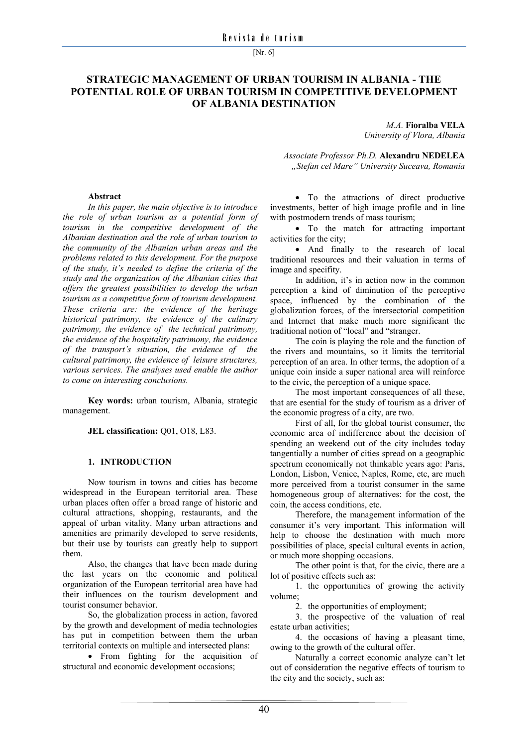# STRATEGIC MANAGEMENT OF URBAN TOURISM IN ALBANIA - THE POTENTIAL ROLE OF URBAN TOURISM IN COMPETITIVE DEVELOPMENT OF ALBANIA DESTINATION

*M.A.* **Fioralba VELA**
*University of Vlora, Albania*

*Associate Professor Ph.D.* **Alexandru NEDELEA**
*„Stefan cel Mare" University Suceava, Romania*

**Abstract**

*In this paper, the main objective is to introduce the role of urban tourism as a potential form of tourism in the competitive development of the Albanian destination and the role of urban tourism to the community of the Albanian urban areas and the problems related to this development. For the purpose of the study, it's needed to define the criteria of the study and the organization of the Albanian cities that offers the greatest possibilities to develop the urban tourism as a competitive form of tourism development. These criteria are: the evidence of the heritage historical patrimony, the evidence of the culinary patrimony, the evidence of the technical patrimony, the evidence of the hospitality patrimony, the evidence of the transport's situation, the evidence of the cultural patrimony, the evidence of leisure structures, various services. The analyses used enable the author to come on interesting conclusions.*

**Key words:** urban tourism, Albania, strategic management.

**JEL classification:** Q01, O18, L83.

## 1. INTRODUCTION

Now tourism in towns and cities has become widespread in the European territorial area. These urban places often offer a broad range of historic and cultural attractions, shopping, restaurants, and the appeal of urban vitality. Many urban attractions and amenities are primarily developed to serve residents, but their use by tourists can greatly help to support them.

Also, the changes that have been made during the last years on the economic and political organization of the European territorial area have had their influences on the tourism development and tourist consumer behavior.

So, the globalization process in action, favored by the growth and development of media technologies has put in competition between them the urban territorial contexts on multiple and intersected plans:

- From fighting for the acquisition of structural and economic development occasions;
- To the attractions of direct productive investments, better of high image profile and in line with postmodern trends of mass tourism;
- To the match for attracting important activities for the city;
- And finally to the research of local traditional resources and their valuation in terms of image and specifity.

In addition, it's in action now in the common perception a kind of diminution of the perceptive space, influenced by the combination of the globalization forces, of the intersectorial competition and Internet that make much more significant the traditional notion of "local" and "stranger.

The coin is playing the role and the function of the rivers and mountains, so it limits the territorial perception of an area. In other terms, the adoption of a unique coin inside a super national area will reinforce to the civic, the perception of a unique space.

The most important consequences of all these, that are esential for the study of tourism as a driver of the economic progress of a city, are two.

First of all, for the global tourist consumer, the economic area of indifference about the decision of spending an weekend out of the city includes today tangentially a number of cities spread on a geographic spectrum economically not thinkable years ago: Paris, London, Lisbon, Venice, Naples, Rome, etc, are much more perceived from a tourist consumer in the same homogeneous group of alternatives: for the cost, the coin, the access conditions, etc.

Therefore, the management information of the consumer it's very important. This information will help to choose the destination with much more possibilities of place, special cultural events in action, or much more shopping occasions.

The other point is that, for the civic, there are a lot of positive effects such as:

1. the opportunities of growing the activity volume;
2. the opportunities of employment;
3. the prospective of the valuation of real estate urban activities;
4. the occasions of having a pleasant time, owing to the growth of the cultural offer.

Naturally a correct economic analyze can't let out of consideration the negative effects of tourism to the city and the society, such as: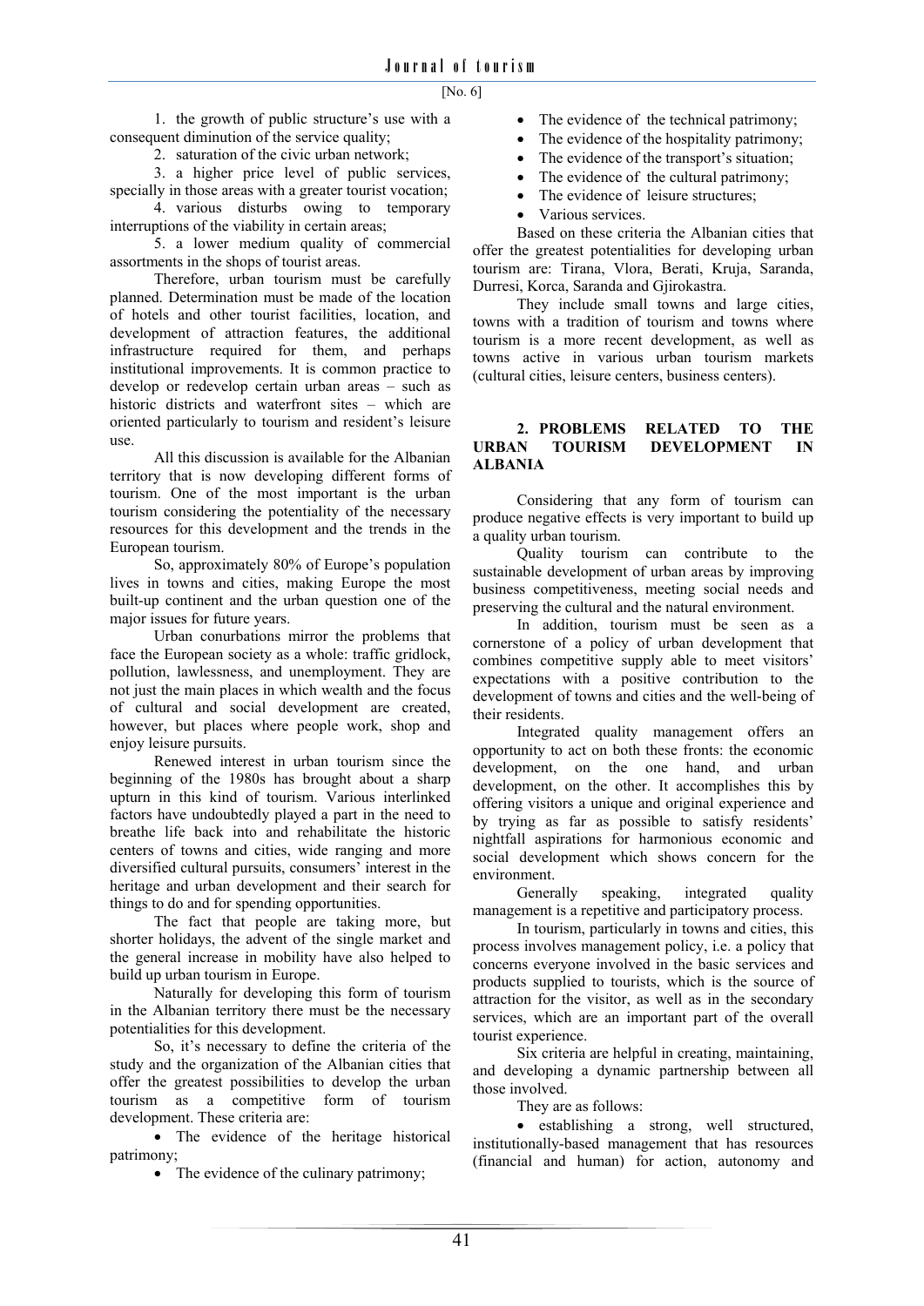1. the growth of public structure's use with a consequent diminution of the service quality;

2. saturation of the civic urban network;

3. a higher price level of public services, specially in those areas with a greater tourist vocation;

4. various disturbs owing to temporary interruptions of the viability in certain areas;

5. a lower medium quality of commercial assortments in the shops of tourist areas.

Therefore, urban tourism must be carefully planned. Determination must be made of the location of hotels and other tourist facilities, location, and development of attraction features, the additional infrastructure required for them, and perhaps institutional improvements. It is common practice to develop or redevelop certain urban areas – such as historic districts and waterfront sites – which are oriented particularly to tourism and resident's leisure use.

All this discussion is available for the Albanian territory that is now developing different forms of tourism. One of the most important is the urban tourism considering the potentiality of the necessary resources for this development and the trends in the European tourism.

So, approximately 80% of Europe's population lives in towns and cities, making Europe the most built-up continent and the urban question one of the major issues for future years.

Urban conurbations mirror the problems that face the European society as a whole: traffic gridlock, pollution, lawlessness, and unemployment. They are not just the main places in which wealth and the focus of cultural and social development are created, however, but places where people work, shop and enjoy leisure pursuits.

Renewed interest in urban tourism since the beginning of the 1980s has brought about a sharp upturn in this kind of tourism. Various interlinked factors have undoubtedly played a part in the need to breathe life back into and rehabilitate the historic centers of towns and cities, wide ranging and more diversified cultural pursuits, consumers' interest in the heritage and urban development and their search for things to do and for spending opportunities.

The fact that people are taking more, but shorter holidays, the advent of the single market and the general increase in mobility have also helped to build up urban tourism in Europe.

Naturally for developing this form of tourism in the Albanian territory there must be the necessary potentialities for this development.

So, it's necessary to define the criteria of the study and the organization of the Albanian cities that offer the greatest possibilities to develop the urban tourism as a competitive form of tourism development. These criteria are:

- The evidence of the heritage historical patrimony;
- The evidence of the culinary patrimony;
- The evidence of the technical patrimony;
- The evidence of the hospitality patrimony;
- The evidence of the transport's situation;
- The evidence of the cultural patrimony;
- The evidence of leisure structures;
- Various services.

Based on these criteria the Albanian cities that offer the greatest potentialities for developing urban tourism are: Tirana, Vlora, Berati, Kruja, Saranda, Durresi, Korca, Saranda and Gjirokastra.

They include small towns and large cities, towns with a tradition of tourism and towns where tourism is a more recent development, as well as towns active in various urban tourism markets (cultural cities, leisure centers, business centers).

## 2. PROBLEMS RELATED TO THE URBAN TOURISM DEVELOPMENT IN ALBANIA

Considering that any form of tourism can produce negative effects is very important to build up a quality urban tourism.

Quality tourism can contribute to the sustainable development of urban areas by improving business competitiveness, meeting social needs and preserving the cultural and the natural environment.

In addition, tourism must be seen as a cornerstone of a policy of urban development that combines competitive supply able to meet visitors' expectations with a positive contribution to the development of towns and cities and the well-being of their residents.

Integrated quality management offers an opportunity to act on both these fronts: the economic development, on the one hand, and urban development, on the other. It accomplishes this by offering visitors a unique and original experience and by trying as far as possible to satisfy residents' nightfall aspirations for harmonious economic and social development which shows concern for the environment.

Generally speaking, integrated quality management is a repetitive and participatory process.

In tourism, particularly in towns and cities, this process involves management policy, i.e. a policy that concerns everyone involved in the basic services and products supplied to tourists, which is the source of attraction for the visitor, as well as in the secondary services, which are an important part of the overall tourist experience.

Six criteria are helpful in creating, maintaining, and developing a dynamic partnership between all those involved.

They are as follows:

- establishing a strong, well structured, institutionally-based management that has resources (financial and human) for action, autonomy and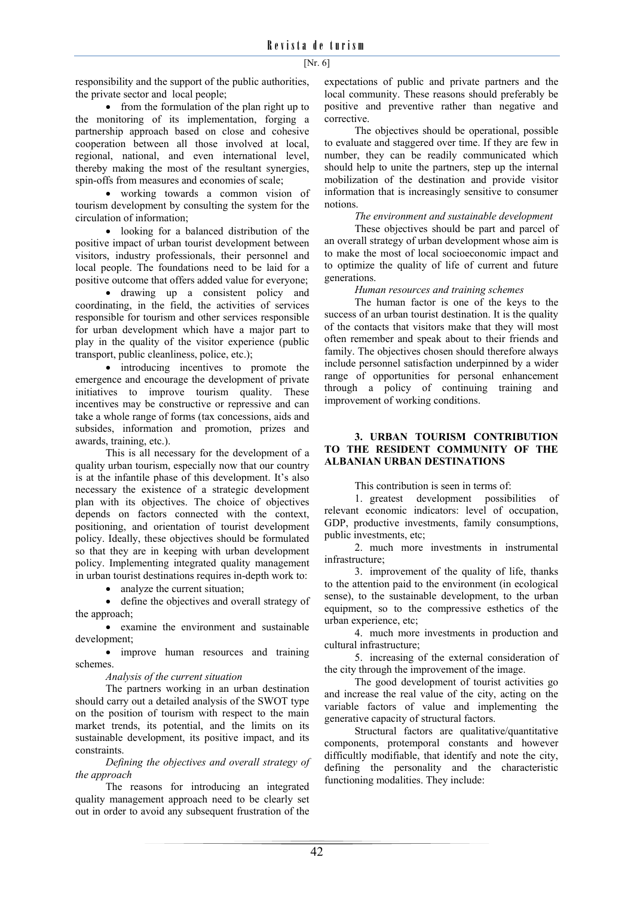responsibility and the support of the public authorities, the private sector and local people;

- from the formulation of the plan right up to the monitoring of its implementation, forging a partnership approach based on close and cohesive cooperation between all those involved at local, regional, national, and even international level, thereby making the most of the resultant synergies, spin-offs from measures and economies of scale;
- working towards a common vision of tourism development by consulting the system for the circulation of information;
- looking for a balanced distribution of the positive impact of urban tourist development between visitors, industry professionals, their personnel and local people. The foundations need to be laid for a positive outcome that offers added value for everyone;
- drawing up a consistent policy and coordinating, in the field, the activities of services responsible for tourism and other services responsible for urban development which have a major part to play in the quality of the visitor experience (public transport, public cleanliness, police, etc.);
- introducing incentives to promote the emergence and encourage the development of private initiatives to improve tourism quality. These incentives may be constructive or repressive and can take a whole range of forms (tax concessions, aids and subsides, information and promotion, prizes and awards, training, etc.).

This is all necessary for the development of a quality urban tourism, especially now that our country is at the infantile phase of this development. It's also necessary the existence of a strategic development plan with its objectives. The choice of objectives depends on factors connected with the context, positioning, and orientation of tourist development policy. Ideally, these objectives should be formulated so that they are in keeping with urban development policy. Implementing integrated quality management in urban tourist destinations requires in-depth work to:

- analyze the current situation;
- define the objectives and overall strategy of the approach;
- examine the environment and sustainable development;
- improve human resources and training schemes.

*Analysis of the current situation*

The partners working in an urban destination should carry out a detailed analysis of the SWOT type on the position of tourism with respect to the main market trends, its potential, and the limits on its sustainable development, its positive impact, and its constraints.

*Defining the objectives and overall strategy of the approach*

The reasons for introducing an integrated quality management approach need to be clearly set out in order to avoid any subsequent frustration of the expectations of public and private partners and the local community. These reasons should preferably be positive and preventive rather than negative and corrective.

The objectives should be operational, possible to evaluate and staggered over time. If they are few in number, they can be readily communicated which should help to unite the partners, step up the internal mobilization of the destination and provide visitor information that is increasingly sensitive to consumer notions.

*The environment and sustainable development*

These objectives should be part and parcel of an overall strategy of urban development whose aim is to make the most of local socioeconomic impact and to optimize the quality of life of current and future generations.

*Human resources and training schemes*

The human factor is one of the keys to the success of an urban tourist destination. It is the quality of the contacts that visitors make that they will most often remember and speak about to their friends and family. The objectives chosen should therefore always include personnel satisfaction underpinned by a wider range of opportunities for personal enhancement through a policy of continuing training and improvement of working conditions.

## 3. URBAN TOURISM CONTRIBUTION TO THE RESIDENT COMMUNITY OF THE ALBANIAN URBAN DESTINATIONS

This contribution is seen in terms of:

1. greatest development possibilities of relevant economic indicators: level of occupation, GDP, productive investments, family consumptions, public investments, etc;
2. much more investments in instrumental infrastructure;
3. improvement of the quality of life, thanks to the attention paid to the environment (in ecological sense), to the sustainable development, to the urban equipment, so to the compressive esthetics of the urban experience, etc;
4. much more investments in production and cultural infrastructure;
5. increasing of the external consideration of the city through the improvement of the image.

The good development of tourist activities go and increase the real value of the city, acting on the variable factors of value and implementing the generative capacity of structural factors.

Structural factors are qualitative/quantitative components, protemporal constants and however difficultly modifiable, that identify and note the city, defining the personality and the characteristic functioning modalities. They include: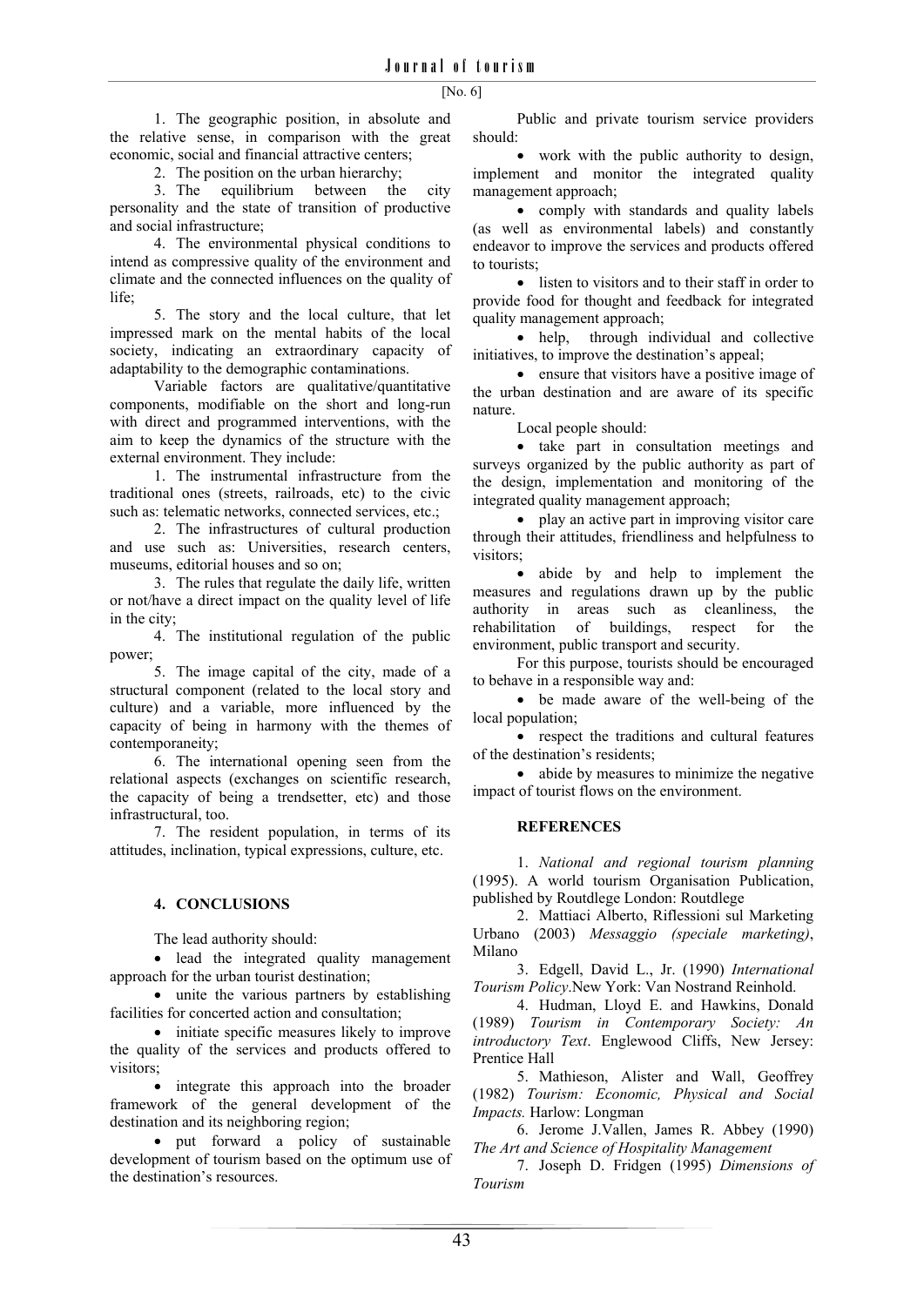1. The geographic position, in absolute and the relative sense, in comparison with the great economic, social and financial attractive centers;

2. The position on the urban hierarchy;

3. The equilibrium between the city personality and the state of transition of productive and social infrastructure;

4. The environmental physical conditions to intend as compressive quality of the environment and climate and the connected influences on the quality of life;

5. The story and the local culture, that let impressed mark on the mental habits of the local society, indicating an extraordinary capacity of adaptability to the demographic contaminations.

Variable factors are qualitative/quantitative components, modifiable on the short and long-run with direct and programmed interventions, with the aim to keep the dynamics of the structure with the external environment. They include:

1. The instrumental infrastructure from the traditional ones (streets, railroads, etc) to the civic such as: telematic networks, connected services, etc.;

2. The infrastructures of cultural production and use such as: Universities, research centers, museums, editorial houses and so on;

3. The rules that regulate the daily life, written or not/have a direct impact on the quality level of life in the city;

4. The institutional regulation of the public power;

5. The image capital of the city, made of a structural component (related to the local story and culture) and a variable, more influenced by the capacity of being in harmony with the themes of contemporaneity;

6. The international opening seen from the relational aspects (exchanges on scientific research, the capacity of being a trendsetter, etc) and those infrastructural, too.

7. The resident population, in terms of its attitudes, inclination, typical expressions, culture, etc.

## 4. CONCLUSIONS

The lead authority should:

- lead the integrated quality management approach for the urban tourist destination;
- unite the various partners by establishing facilities for concerted action and consultation;
- initiate specific measures likely to improve the quality of the services and products offered to visitors;
- integrate this approach into the broader framework of the general development of the destination and its neighboring region;
- put forward a policy of sustainable development of tourism based on the optimum use of the destination's resources.

Public and private tourism service providers should:

- work with the public authority to design, implement and monitor the integrated quality management approach;
- comply with standards and quality labels (as well as environmental labels) and constantly endeavor to improve the services and products offered to tourists;
- listen to visitors and to their staff in order to provide food for thought and feedback for integrated quality management approach;
- help, through individual and collective initiatives, to improve the destination's appeal;
- ensure that visitors have a positive image of the urban destination and are aware of its specific nature.

Local people should:

- take part in consultation meetings and surveys organized by the public authority as part of the design, implementation and monitoring of the integrated quality management approach;
- play an active part in improving visitor care through their attitudes, friendliness and helpfulness to visitors;
- abide by and help to implement the measures and regulations drawn up by the public authority in areas such as cleanliness, the rehabilitation of buildings, respect for the environment, public transport and security.

For this purpose, tourists should be encouraged to behave in a responsible way and:

- be made aware of the well-being of the local population;
- respect the traditions and cultural features of the destination's residents;
- abide by measures to minimize the negative impact of tourist flows on the environment.

## REFERENCES

1. *National and regional tourism planning* (1995). A world tourism Organisation Publication, published by Routdlege London: Routdlege

2. Mattiaci Alberto, Riflessioni sul Marketing Urbano (2003) *Messaggio (speciale marketing)*, Milano

3. Edgell, David L., Jr. (1990) *International Tourism Policy*.New York: Van Nostrand Reinhold.

4. Hudman, Lloyd E. and Hawkins, Donald (1989) *Tourism in Contemporary Society: An introductory Text*. Englewood Cliffs, New Jersey: Prentice Hall

5. Mathieson, Alister and Wall, Geoffrey (1982) *Tourism: Economic, Physical and Social Impacts.* Harlow: Longman

6. Jerome J.Vallen, James R. Abbey (1990) *The Art and Science of Hospitality Management*

7. Joseph D. Fridgen (1995) *Dimensions of Tourism*